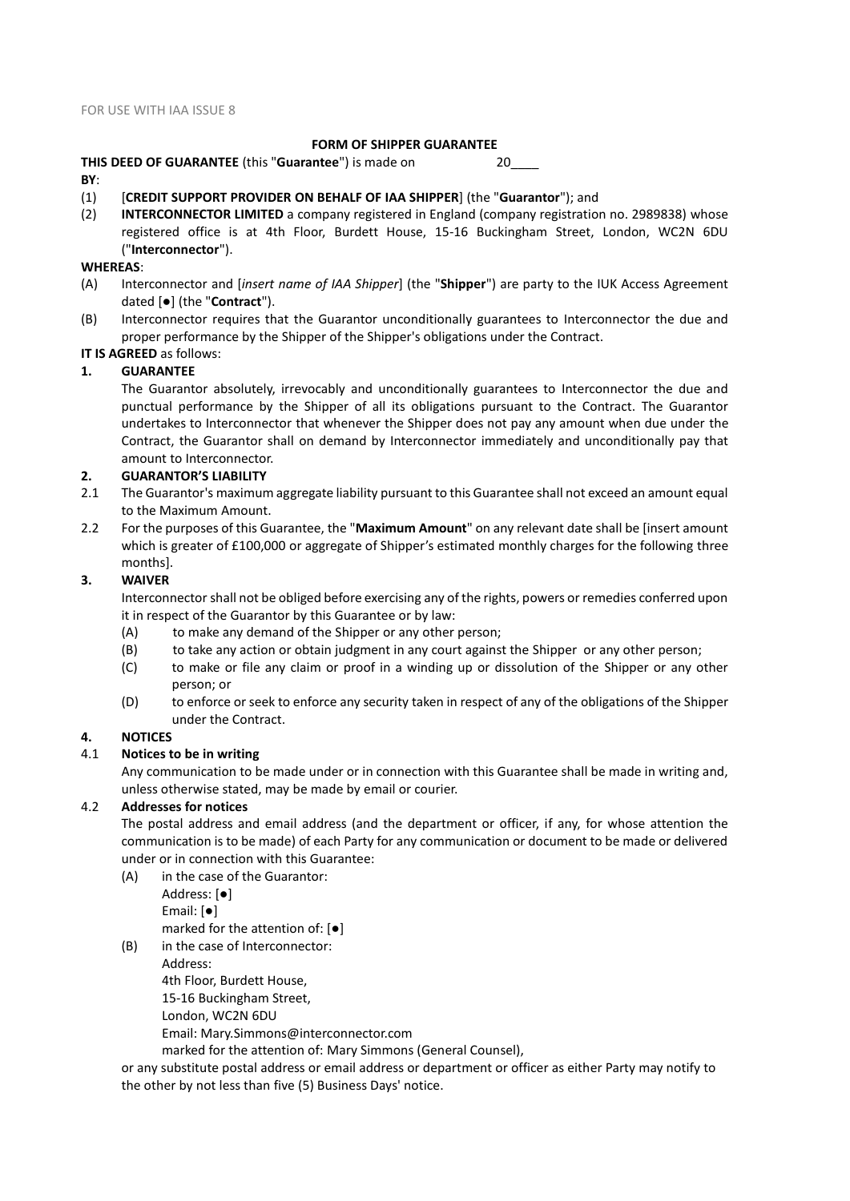FOR USE WITH IAA ISSUE 8

**FORM OF SHIPPER GUARANTEE**

**THIS DEED OF GUARANTEE** (this "**Guarantee**") is made on 20____

**BY**:

(1) [**CREDIT SUPPORT PROVIDER ON BEHALF OF IAA SHIPPER**] (the "**Guarantor**"); and

(2) **INTERCONNECTOR LIMITED** a company registered in England (company registration no. 2989838) whose registered office is at 4th Floor, Burdett House, 15-16 Buckingham Street, London, WC2N 6DU ("**Interconnector**").

**WHEREAS**:

(A) Interconnector and [*insert name of IAA Shipper*] (the "**Shipper**") are party to the IUK Access Agreement dated [●] (the "**Contract**").

(B) Interconnector requires that the Guarantor unconditionally guarantees to Interconnector the due and proper performance by the Shipper of the Shipper's obligations under the Contract.

**IT IS AGREED** as follows:

**1. GUARANTEE**

The Guarantor absolutely, irrevocably and unconditionally guarantees to Interconnector the due and punctual performance by the Shipper of all its obligations pursuant to the Contract. The Guarantor undertakes to Interconnector that whenever the Shipper does not pay any amount when due under the Contract, the Guarantor shall on demand by Interconnector immediately and unconditionally pay that amount to Interconnector.

**2. GUARANTOR'S LIABILITY**

2.1 The Guarantor's maximum aggregate liability pursuant to this Guarantee shall not exceed an amount equal to the Maximum Amount.

2.2 For the purposes of this Guarantee, the "**Maximum Amount**" on any relevant date shall be [insert amount which is greater of £100,000 or aggregate of Shipper's estimated monthly charges for the following three months].

**3. WAIVER**

Interconnector shall not be obliged before exercising any of the rights, powers or remedies conferred upon it in respect of the Guarantor by this Guarantee or by law:

(A) to make any demand of the Shipper or any other person;

(B) to take any action or obtain judgment in any court against the Shipper or any other person;

(C) to make or file any claim or proof in a winding up or dissolution of the Shipper or any other person; or

(D) to enforce or seek to enforce any security taken in respect of any of the obligations of the Shipper under the Contract.

**4. NOTICES**

4.1 **Notices to be in writing**

Any communication to be made under or in connection with this Guarantee shall be made in writing and, unless otherwise stated, may be made by email or courier.

4.2 **Addresses for notices**

The postal address and email address (and the department or officer, if any, for whose attention the communication is to be made) of each Party for any communication or document to be made or delivered under or in connection with this Guarantee:

(A) in the case of the Guarantor:
Address: [●]
Email: [●]
marked for the attention of: [●]

(B) in the case of Interconnector:
Address:
4th Floor, Burdett House,
15-16 Buckingham Street,
London, WC2N 6DU
Email: Mary.Simmons@interconnector.com
marked for the attention of: Mary Simmons (General Counsel),

or any substitute postal address or email address or department or officer as either Party may notify to the other by not less than five (5) Business Days' notice.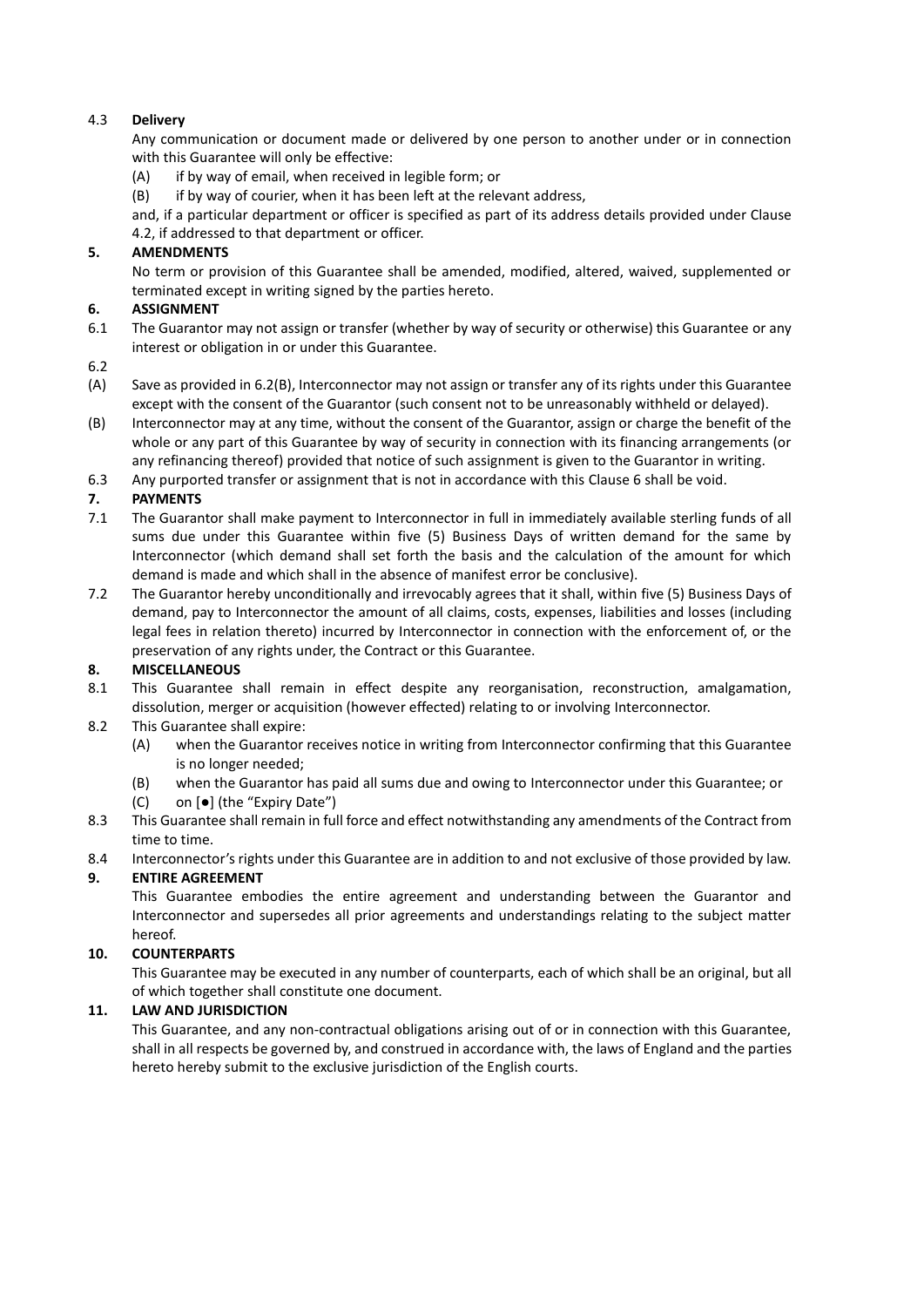4.3 **Delivery**

Any communication or document made or delivered by one person to another under or in connection with this Guarantee will only be effective:

(A) if by way of email, when received in legible form; or

(B) if by way of courier, when it has been left at the relevant address,

and, if a particular department or officer is specified as part of its address details provided under Clause 4.2, if addressed to that department or officer.

**5. AMENDMENTS**

No term or provision of this Guarantee shall be amended, modified, altered, waived, supplemented or terminated except in writing signed by the parties hereto.

**6. ASSIGNMENT**

6.1 The Guarantor may not assign or transfer (whether by way of security or otherwise) this Guarantee or any interest or obligation in or under this Guarantee.

6.2

(A) Save as provided in 6.2(B), Interconnector may not assign or transfer any of its rights under this Guarantee except with the consent of the Guarantor (such consent not to be unreasonably withheld or delayed).

(B) Interconnector may at any time, without the consent of the Guarantor, assign or charge the benefit of the whole or any part of this Guarantee by way of security in connection with its financing arrangements (or any refinancing thereof) provided that notice of such assignment is given to the Guarantor in writing.

6.3 Any purported transfer or assignment that is not in accordance with this Clause 6 shall be void.

**7. PAYMENTS**

7.1 The Guarantor shall make payment to Interconnector in full in immediately available sterling funds of all sums due under this Guarantee within five (5) Business Days of written demand for the same by Interconnector (which demand shall set forth the basis and the calculation of the amount for which demand is made and which shall in the absence of manifest error be conclusive).

7.2 The Guarantor hereby unconditionally and irrevocably agrees that it shall, within five (5) Business Days of demand, pay to Interconnector the amount of all claims, costs, expenses, liabilities and losses (including legal fees in relation thereto) incurred by Interconnector in connection with the enforcement of, or the preservation of any rights under, the Contract or this Guarantee.

**8. MISCELLANEOUS**

8.1 This Guarantee shall remain in effect despite any reorganisation, reconstruction, amalgamation, dissolution, merger or acquisition (however effected) relating to or involving Interconnector.

8.2 This Guarantee shall expire:

(A) when the Guarantor receives notice in writing from Interconnector confirming that this Guarantee is no longer needed;

(B) when the Guarantor has paid all sums due and owing to Interconnector under this Guarantee; or

(C) on [●] (the "Expiry Date")

8.3 This Guarantee shall remain in full force and effect notwithstanding any amendments of the Contract from time to time.

8.4 Interconnector's rights under this Guarantee are in addition to and not exclusive of those provided by law.

**9. ENTIRE AGREEMENT**

This Guarantee embodies the entire agreement and understanding between the Guarantor and Interconnector and supersedes all prior agreements and understandings relating to the subject matter hereof.

**10. COUNTERPARTS**

This Guarantee may be executed in any number of counterparts, each of which shall be an original, but all of which together shall constitute one document.

**11. LAW AND JURISDICTION**

This Guarantee, and any non-contractual obligations arising out of or in connection with this Guarantee, shall in all respects be governed by, and construed in accordance with, the laws of England and the parties hereto hereby submit to the exclusive jurisdiction of the English courts.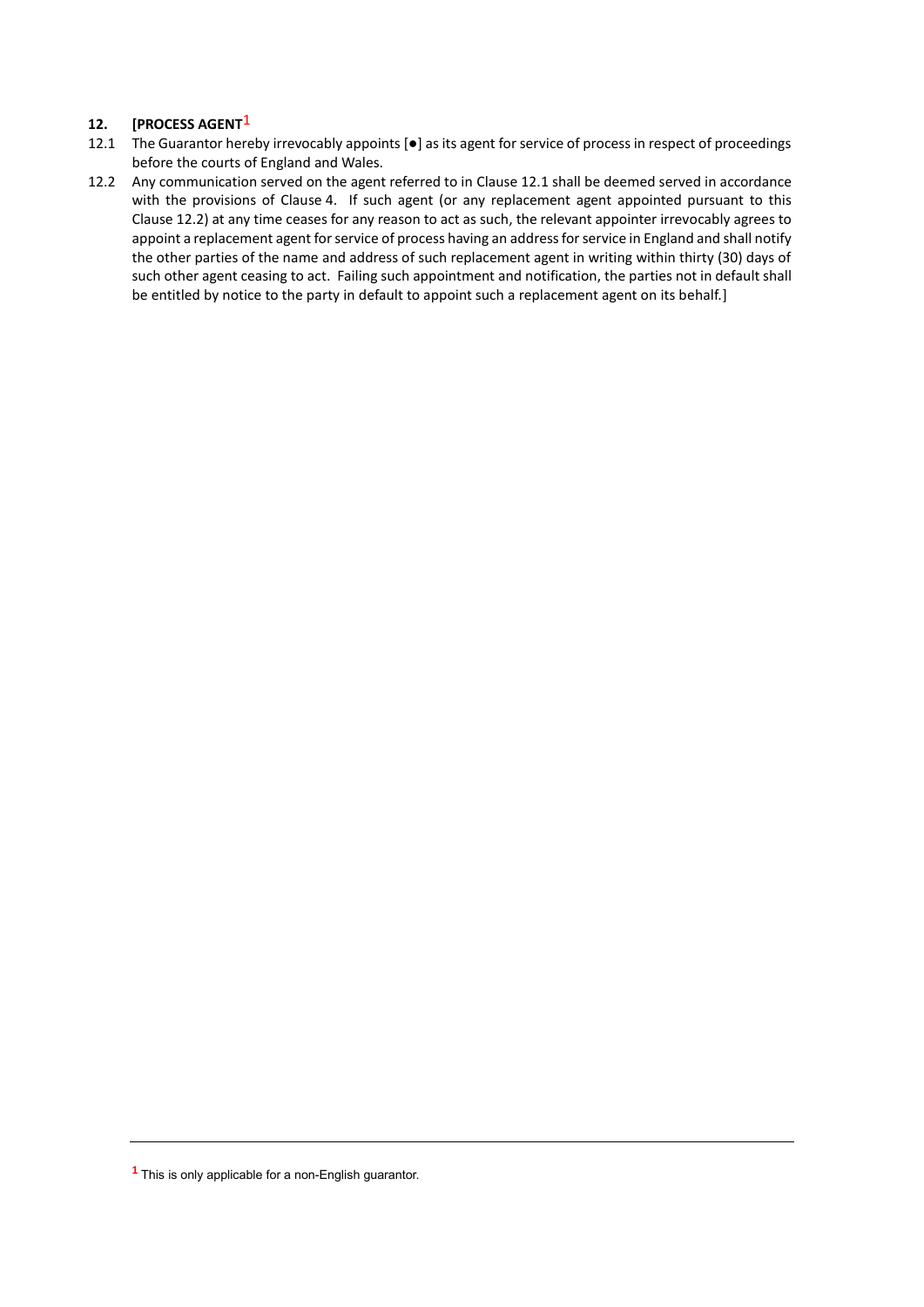## 12. [PROCESS AGENT[1]

12.1 The Guarantor hereby irrevocably appoints [●] as its agent for service of process in respect of proceedings before the courts of England and Wales.

12.2 Any communication served on the agent referred to in Clause 12.1 shall be deemed served in accordance with the provisions of Clause 4. If such agent (or any replacement agent appointed pursuant to this Clause 12.2) at any time ceases for any reason to act as such, the relevant appointer irrevocably agrees to appoint a replacement agent for service of process having an address for service in England and shall notify the other parties of the name and address of such replacement agent in writing within thirty (30) days of such other agent ceasing to act. Failing such appointment and notification, the parties not in default shall be entitled by notice to the party in default to appoint such a replacement agent on its behalf.]

---

[1] This is only applicable for a non-English guarantor.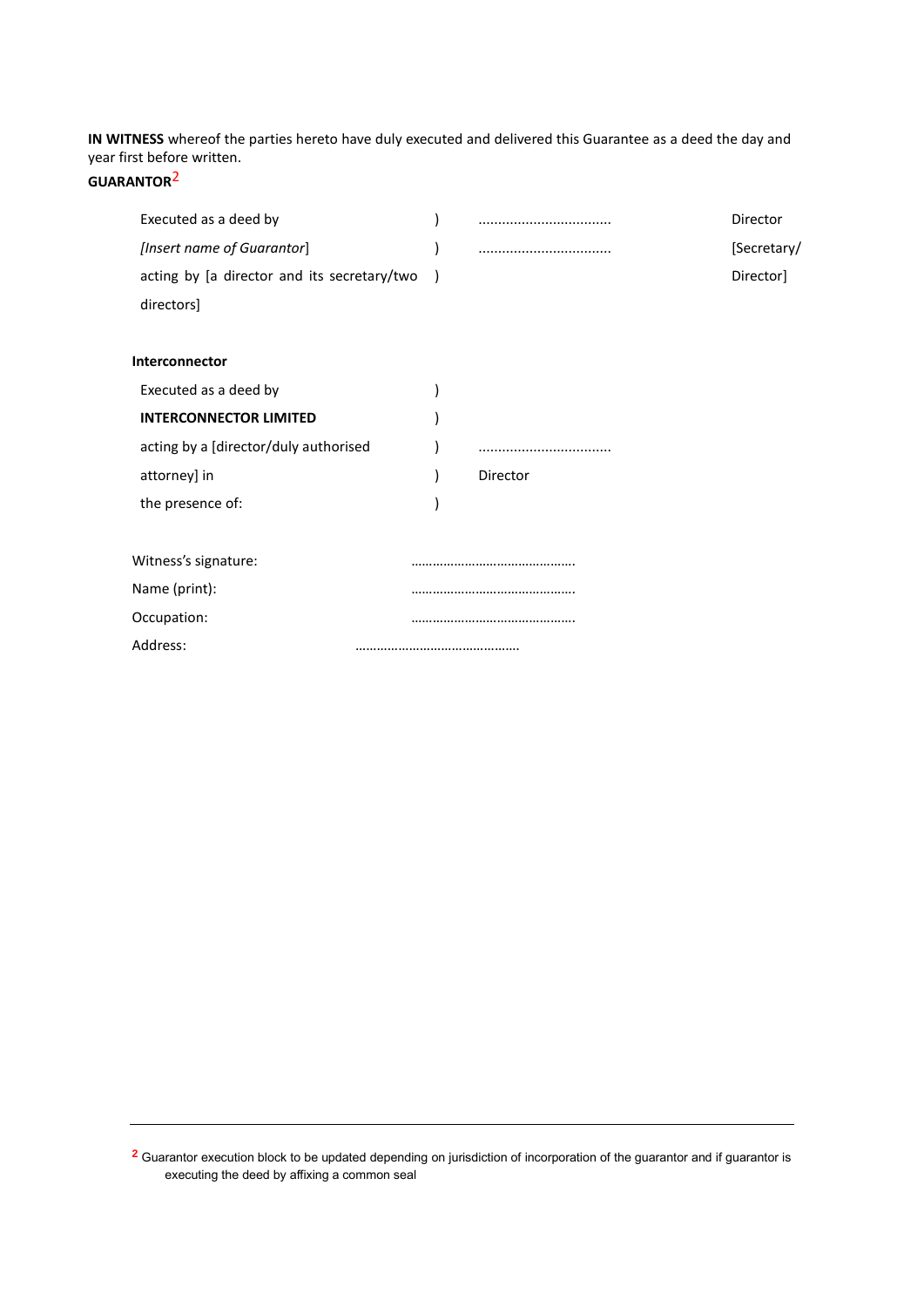**IN WITNESS** whereof the parties hereto have duly executed and delivered this Guarantee as a deed the day and year first before written.

**GUARANTOR**[2]

| | | | |
|---|---|---|---|
| Executed as a deed by | ) | .................................. | Director |
| *[Insert name of Guarantor*] | ) | .................................. | [Secretary/ |
| acting by [a director and its secretary/two | ) | | Director] |
| directors] | | | |

**Interconnector**

| | | |
|---|---|---|
| Executed as a deed by | ) | |
| **INTERCONNECTOR LIMITED** | ) | |
| acting by a [director/duly authorised | ) | .................................. |
| attorney] in | ) | Director |
| the presence of: | ) | |

Witness's signature: ……………………………………….

Name (print): ……………………………………….

Occupation: ……………………………………….

Address: ……………………………………….

---

[2] Guarantor execution block to be updated depending on jurisdiction of incorporation of the guarantor and if guarantor is executing the deed by affixing a common seal